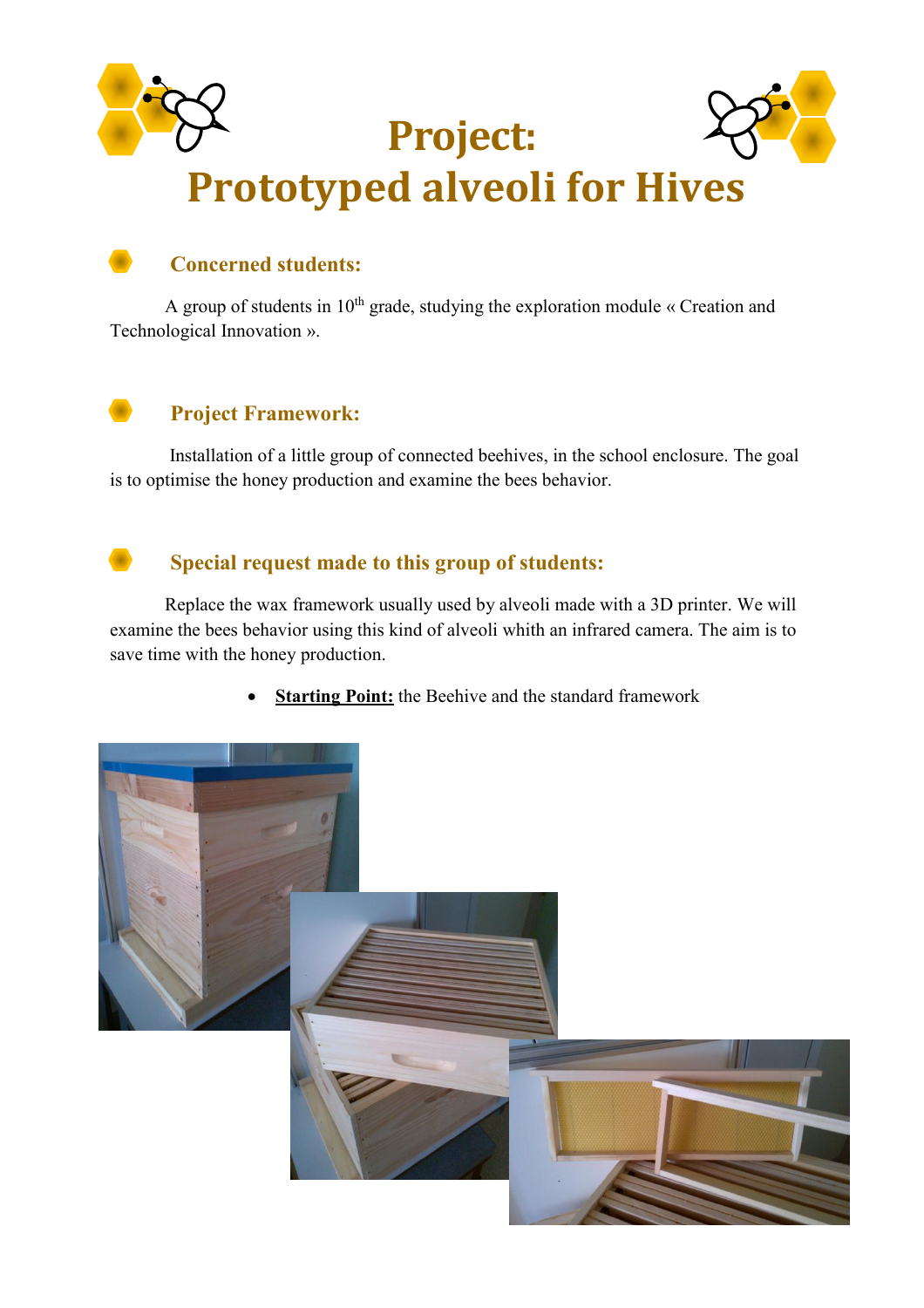# Project:
# Prototyped alveoli for Hives

## Concerned students:

A group of students in 10th grade, studying the exploration module « Creation and Technological Innovation ».

## Project Framework:

Installation of a little group of connected beehives, in the school enclosure. The goal is to optimise the honey production and examine the bees behavior.

## Special request made to this group of students:

Replace the wax framework usually used by alveoli made with a 3D printer. We will examine the bees behavior using this kind of alveoli whith an infrared camera. The aim is to save time with the honey production.

- **Starting Point:** the Beehive and the standard framework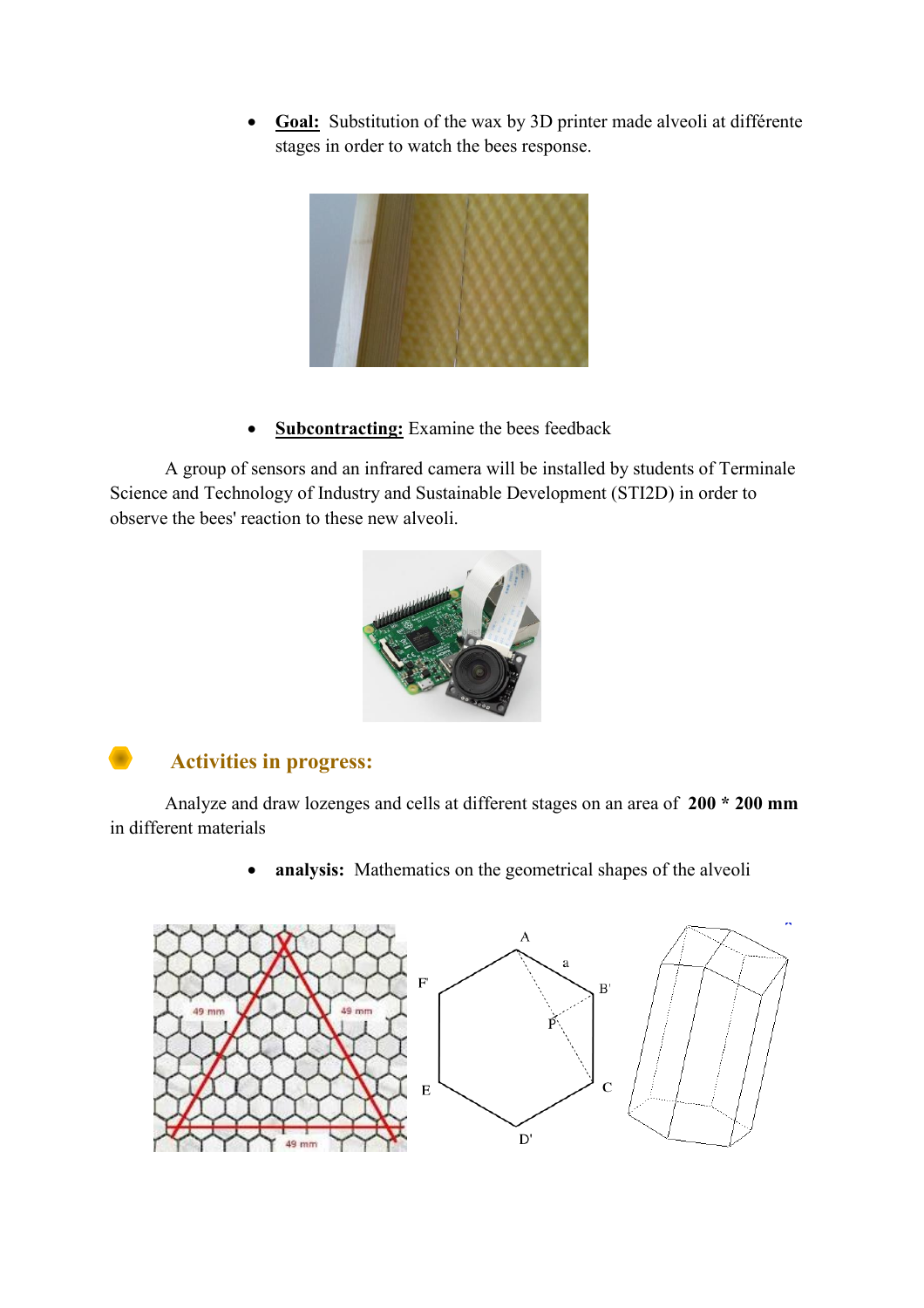- **Goal:** Substitution of the wax by 3D printer made alveoli at différente stages in order to watch the bees response.

- **Subcontracting:** Examine the bees feedback

A group of sensors and an infrared camera will be installed by students of Terminale Science and Technology of Industry and Sustainable Development (STI2D) in order to observe the bees' reaction to these new alveoli.

## Activities in progress:

Analyze and draw lozenges and cells at different stages on an area of **200 * 200 mm** in different materials

- **analysis:** Mathematics on the geometrical shapes of the alveoli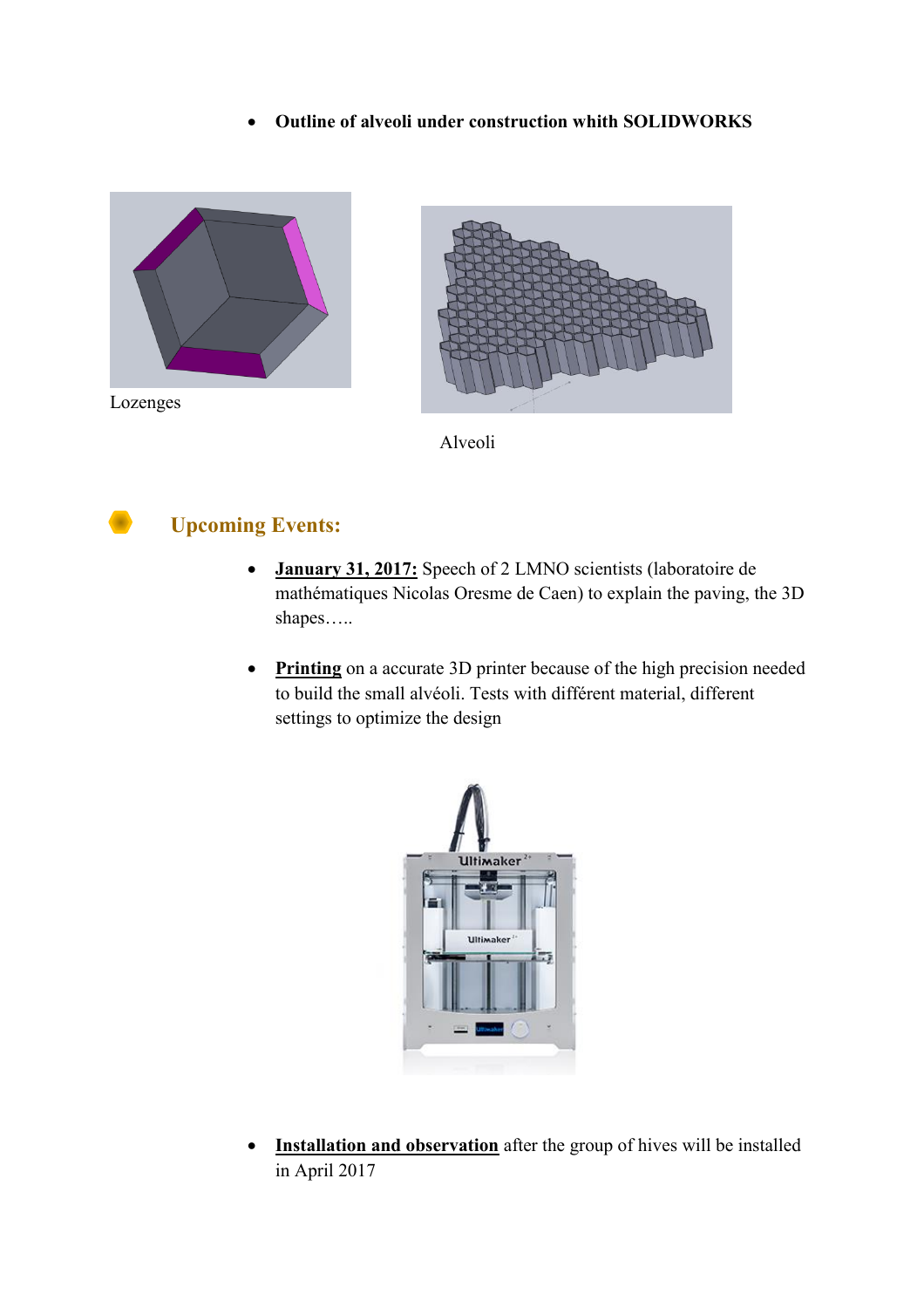- **Outline of alveoli under construction whith SOLIDWORKS**

Lozenges

Alveoli

## Upcoming Events:

- **January 31, 2017:** Speech of 2 LMNO scientists (laboratoire de mathématiques Nicolas Oresme de Caen) to explain the paving, the 3D shapes…..

- **Printing** on a accurate 3D printer because of the high precision needed to build the small alvéoli. Tests with différent material, different settings to optimize the design

- **Installation and observation** after the group of hives will be installed in April 2017